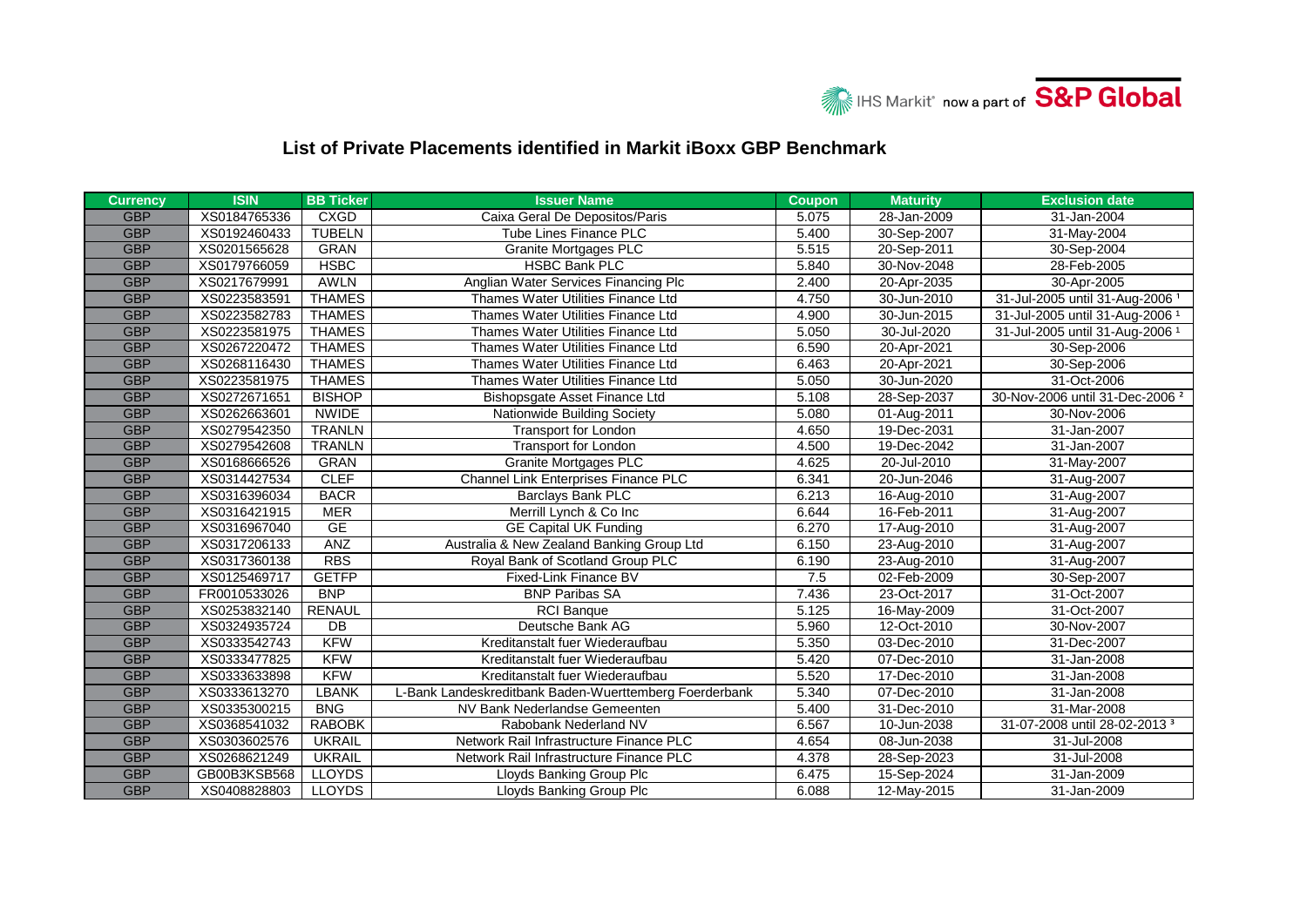# List of Private Placements identified in Markit iBoxx GBP Benchmark

| Currency | ISIN | BB Ticker | Issuer Name | Coupon | Maturity | Exclusion date |
|---|---|---|---|---|---|---|
| GBP | XS0184765336 | CXGD | Caixa Geral De Depositos/Paris | 5.075 | 28-Jan-2009 | 31-Jan-2004 |
| GBP | XS0192460433 | TUBELN | Tube Lines Finance PLC | 5.400 | 30-Sep-2007 | 31-May-2004 |
| GBP | XS0201565628 | GRAN | Granite Mortgages PLC | 5.515 | 20-Sep-2011 | 30-Sep-2004 |
| GBP | XS0179766059 | HSBC | HSBC Bank PLC | 5.840 | 30-Nov-2048 | 28-Feb-2005 |
| GBP | XS0217679991 | AWLN | Anglian Water Services Financing Plc | 2.400 | 20-Apr-2035 | 30-Apr-2005 |
| GBP | XS0223583591 | THAMES | Thames Water Utilities Finance Ltd | 4.750 | 30-Jun-2010 | 31-Jul-2005 until 31-Aug-2006 [1] |
| GBP | XS0223582783 | THAMES | Thames Water Utilities Finance Ltd | 4.900 | 30-Jun-2015 | 31-Jul-2005 until 31-Aug-2006 [1] |
| GBP | XS0223581975 | THAMES | Thames Water Utilities Finance Ltd | 5.050 | 30-Jul-2020 | 31-Jul-2005 until 31-Aug-2006 [1] |
| GBP | XS0267220472 | THAMES | Thames Water Utilities Finance Ltd | 6.590 | 20-Apr-2021 | 30-Sep-2006 |
| GBP | XS0268116430 | THAMES | Thames Water Utilities Finance Ltd | 6.463 | 20-Apr-2021 | 30-Sep-2006 |
| GBP | XS0223581975 | THAMES | Thames Water Utilities Finance Ltd | 5.050 | 30-Jun-2020 | 31-Oct-2006 |
| GBP | XS0272671651 | BISHOP | Bishopsgate Asset Finance Ltd | 5.108 | 28-Sep-2037 | 30-Nov-2006 until 31-Dec-2006 [2] |
| GBP | XS0262663601 | NWIDE | Nationwide Building Society | 5.080 | 01-Aug-2011 | 30-Nov-2006 |
| GBP | XS0279542350 | TRANLN | Transport for London | 4.650 | 19-Dec-2031 | 31-Jan-2007 |
| GBP | XS0279542608 | TRANLN | Transport for London | 4.500 | 19-Dec-2042 | 31-Jan-2007 |
| GBP | XS0168666526 | GRAN | Granite Mortgages PLC | 4.625 | 20-Jul-2010 | 31-May-2007 |
| GBP | XS0314427534 | CLEF | Channel Link Enterprises Finance PLC | 6.341 | 20-Jun-2046 | 31-Aug-2007 |
| GBP | XS0316396034 | BACR | Barclays Bank PLC | 6.213 | 16-Aug-2010 | 31-Aug-2007 |
| GBP | XS0316421915 | MER | Merrill Lynch & Co Inc | 6.644 | 16-Feb-2011 | 31-Aug-2007 |
| GBP | XS0316967040 | GE | GE Capital UK Funding | 6.270 | 17-Aug-2010 | 31-Aug-2007 |
| GBP | XS0317206133 | ANZ | Australia & New Zealand Banking Group Ltd | 6.150 | 23-Aug-2010 | 31-Aug-2007 |
| GBP | XS0317360138 | RBS | Royal Bank of Scotland Group PLC | 6.190 | 23-Aug-2010 | 31-Aug-2007 |
| GBP | XS0125469717 | GETFP | Fixed-Link Finance BV | 7.5 | 02-Feb-2009 | 30-Sep-2007 |
| GBP | FR0010533026 | BNP | BNP Paribas SA | 7.436 | 23-Oct-2017 | 31-Oct-2007 |
| GBP | XS0253832140 | RENAUL | RCI Banque | 5.125 | 16-May-2009 | 31-Oct-2007 |
| GBP | XS0324935724 | DB | Deutsche Bank AG | 5.960 | 12-Oct-2010 | 30-Nov-2007 |
| GBP | XS0333542743 | KFW | Kreditanstalt fuer Wiederaufbau | 5.350 | 03-Dec-2010 | 31-Dec-2007 |
| GBP | XS0333477825 | KFW | Kreditanstalt fuer Wiederaufbau | 5.420 | 07-Dec-2010 | 31-Jan-2008 |
| GBP | XS0333633898 | KFW | Kreditanstalt fuer Wiederaufbau | 5.520 | 17-Dec-2010 | 31-Jan-2008 |
| GBP | XS0333613270 | LBANK | L-Bank Landeskreditbank Baden-Wuerttemberg Foerderbank | 5.340 | 07-Dec-2010 | 31-Jan-2008 |
| GBP | XS0335300215 | BNG | NV Bank Nederlandse Gemeenten | 5.400 | 31-Dec-2010 | 31-Mar-2008 |
| GBP | XS0368541032 | RABOBK | Rabobank Nederland NV | 6.567 | 10-Jun-2038 | 31-07-2008 until 28-02-2013 [3] |
| GBP | XS0303602576 | UKRAIL | Network Rail Infrastructure Finance PLC | 4.654 | 08-Jun-2038 | 31-Jul-2008 |
| GBP | XS0268621249 | UKRAIL | Network Rail Infrastructure Finance PLC | 4.378 | 28-Sep-2023 | 31-Jul-2008 |
| GBP | GB00B3KSB568 | LLOYDS | Lloyds Banking Group Plc | 6.475 | 15-Sep-2024 | 31-Jan-2009 |
| GBP | XS0408828803 | LLOYDS | Lloyds Banking Group Plc | 6.088 | 12-May-2015 | 31-Jan-2009 |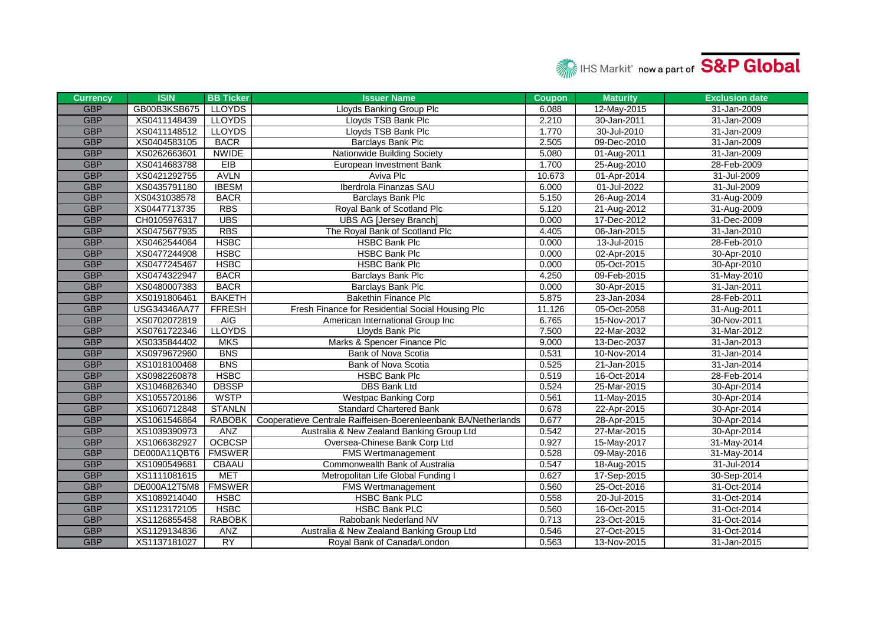| Currency | ISIN | BB Ticker | Issuer Name | Coupon | Maturity | Exclusion date |
|---|---|---|---|---|---|---|
| GBP | GB00B3KSB675 | LLOYDS | Lloyds Banking Group Plc | 6.088 | 12-May-2015 | 31-Jan-2009 |
| GBP | XS0411148439 | LLOYDS | Lloyds TSB Bank Plc | 2.210 | 30-Jan-2011 | 31-Jan-2009 |
| GBP | XS0411148512 | LLOYDS | Lloyds TSB Bank Plc | 1.770 | 30-Jul-2010 | 31-Jan-2009 |
| GBP | XS0404583105 | BACR | Barclays Bank Plc | 2.505 | 09-Dec-2010 | 31-Jan-2009 |
| GBP | XS0262663601 | NWIDE | Nationwide Building Society | 5.080 | 01-Aug-2011 | 31-Jan-2009 |
| GBP | XS0414683788 | EIB | European Investment Bank | 1.700 | 25-Aug-2010 | 28-Feb-2009 |
| GBP | XS0421292755 | AVLN | Aviva Plc | 10.673 | 01-Apr-2014 | 31-Jul-2009 |
| GBP | XS0435791180 | IBESM | Iberdrola Finanzas SAU | 6.000 | 01-Jul-2022 | 31-Jul-2009 |
| GBP | XS0431038578 | BACR | Barclays Bank Plc | 5.150 | 26-Aug-2014 | 31-Aug-2009 |
| GBP | XS0447713735 | RBS | Royal Bank of Scotland Plc | 5.120 | 21-Aug-2012 | 31-Aug-2009 |
| GBP | CH0105976317 | UBS | UBS AG [Jersey Branch] | 0.000 | 17-Dec-2012 | 31-Dec-2009 |
| GBP | XS0475677935 | RBS | The Royal Bank of Scotland Plc | 4.405 | 06-Jan-2015 | 31-Jan-2010 |
| GBP | XS0462544064 | HSBC | HSBC Bank Plc | 0.000 | 13-Jul-2015 | 28-Feb-2010 |
| GBP | XS0477244908 | HSBC | HSBC Bank Plc | 0.000 | 02-Apr-2015 | 30-Apr-2010 |
| GBP | XS0477245467 | HSBC | HSBC Bank Plc | 0.000 | 05-Oct-2015 | 30-Apr-2010 |
| GBP | XS0474322947 | BACR | Barclays Bank Plc | 4.250 | 09-Feb-2015 | 31-May-2010 |
| GBP | XS0480007383 | BACR | Barclays Bank Plc | 0.000 | 30-Apr-2015 | 31-Jan-2011 |
| GBP | XS0191806461 | BAKETH | Bakethin Finance Plc | 5.875 | 23-Jan-2034 | 28-Feb-2011 |
| GBP | USG34346AA77 | FFRESH | Fresh Finance for Residential Social Housing Plc | 11.126 | 05-Oct-2058 | 31-Aug-2011 |
| GBP | XS0702072819 | AIG | American International Group Inc | 6.765 | 15-Nov-2017 | 30-Nov-2011 |
| GBP | XS0761722346 | LLOYDS | Lloyds Bank Plc | 7.500 | 22-Mar-2032 | 31-Mar-2012 |
| GBP | XS0335844402 | MKS | Marks & Spencer Finance Plc | 9.000 | 13-Dec-2037 | 31-Jan-2013 |
| GBP | XS0979672960 | BNS | Bank of Nova Scotia | 0.531 | 10-Nov-2014 | 31-Jan-2014 |
| GBP | XS1018100468 | BNS | Bank of Nova Scotia | 0.525 | 21-Jan-2015 | 31-Jan-2014 |
| GBP | XS0982260878 | HSBC | HSBC Bank Plc | 0.519 | 16-Oct-2014 | 28-Feb-2014 |
| GBP | XS1046826340 | DBSSP | DBS Bank Ltd | 0.524 | 25-Mar-2015 | 30-Apr-2014 |
| GBP | XS1055720186 | WSTP | Westpac Banking Corp | 0.561 | 11-May-2015 | 30-Apr-2014 |
| GBP | XS1060712848 | STANLN | Standard Chartered Bank | 0.678 | 22-Apr-2015 | 30-Apr-2014 |
| GBP | XS1061546864 | RABOBK | Cooperatieve Centrale Raiffeisen-Boerenleenbank BA/Netherlands | 0.677 | 28-Apr-2015 | 30-Apr-2014 |
| GBP | XS1039390973 | ANZ | Australia & New Zealand Banking Group Ltd | 0.542 | 27-Mar-2015 | 30-Apr-2014 |
| GBP | XS1066382927 | OCBCSP | Oversea-Chinese Bank Corp Ltd | 0.927 | 15-May-2017 | 31-May-2014 |
| GBP | DE000A11QBT6 | FMSWER | FMS Wertmanagement | 0.528 | 09-May-2016 | 31-May-2014 |
| GBP | XS1090549681 | CBAAU | Commonwealth Bank of Australia | 0.547 | 18-Aug-2015 | 31-Jul-2014 |
| GBP | XS1111081615 | MET | Metropolitan Life Global Funding I | 0.627 | 17-Sep-2015 | 30-Sep-2014 |
| GBP | DE000A12T5M8 | FMSWER | FMS Wertmanagement | 0.560 | 25-Oct-2016 | 31-Oct-2014 |
| GBP | XS1089214040 | HSBC | HSBC Bank PLC | 0.558 | 20-Jul-2015 | 31-Oct-2014 |
| GBP | XS1123172105 | HSBC | HSBC Bank PLC | 0.560 | 16-Oct-2015 | 31-Oct-2014 |
| GBP | XS1126855458 | RABOBK | Rabobank Nederland NV | 0.713 | 23-Oct-2015 | 31-Oct-2014 |
| GBP | XS1129134836 | ANZ | Australia & New Zealand Banking Group Ltd | 0.546 | 27-Oct-2015 | 31-Oct-2014 |
| GBP | XS1137181027 | RY | Royal Bank of Canada/London | 0.563 | 13-Nov-2015 | 31-Jan-2015 |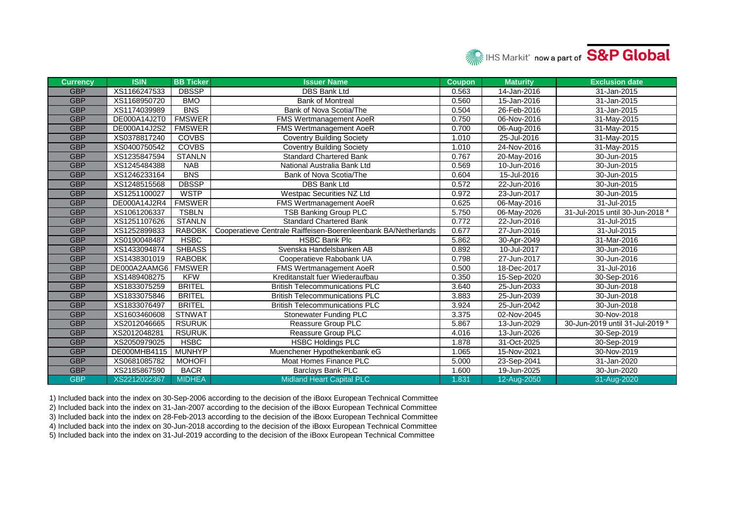| Currency | ISIN | BB Ticker | Issuer Name | Coupon | Maturity | Exclusion date |
|---|---|---|---|---|---|---|
| GBP | XS1166247533 | DBSSP | DBS Bank Ltd | 0.563 | 14-Jan-2016 | 31-Jan-2015 |
| GBP | XS1168950720 | BMO | Bank of Montreal | 0.560 | 15-Jan-2016 | 31-Jan-2015 |
| GBP | XS1174039989 | BNS | Bank of Nova Scotia/The | 0.504 | 26-Feb-2016 | 31-Jan-2015 |
| GBP | DE000A14J2T0 | FMSWER | FMS Wertmanagement AoeR | 0.750 | 06-Nov-2016 | 31-May-2015 |
| GBP | DE000A14J2S2 | FMSWER | FMS Wertmanagement AoeR | 0.700 | 06-Aug-2016 | 31-May-2015 |
| GBP | XS0378817240 | COVBS | Coventry Building Society | 1.010 | 25-Jul-2016 | 31-May-2015 |
| GBP | XS0400750542 | COVBS | Coventry Building Society | 1.010 | 24-Nov-2016 | 31-May-2015 |
| GBP | XS1235847594 | STANLN | Standard Chartered Bank | 0.767 | 20-May-2016 | 30-Jun-2015 |
| GBP | XS1245484388 | NAB | National Australia Bank Ltd | 0.569 | 10-Jun-2016 | 30-Jun-2015 |
| GBP | XS1246233164 | BNS | Bank of Nova Scotia/The | 0.604 | 15-Jul-2016 | 30-Jun-2015 |
| GBP | XS1248515568 | DBSSP | DBS Bank Ltd | 0.572 | 22-Jun-2016 | 30-Jun-2015 |
| GBP | XS1251100027 | WSTP | Westpac Securities NZ Ltd | 0.972 | 23-Jun-2017 | 30-Jun-2015 |
| GBP | DE000A14J2R4 | FMSWER | FMS Wertmanagement AoeR | 0.625 | 06-May-2016 | 31-Jul-2015 |
| GBP | XS1061206337 | TSBLN | TSB Banking Group PLC | 5.750 | 06-May-2026 | 31-Jul-2015 until 30-Jun-2018 [4] |
| GBP | XS1251107626 | STANLN | Standard Chartered Bank | 0.772 | 22-Jun-2016 | 31-Jul-2015 |
| GBP | XS1252899833 | RABOBK | Cooperatieve Centrale Raiffeisen-Boerenleenbank BA/Netherlands | 0.677 | 27-Jun-2016 | 31-Jul-2015 |
| GBP | XS0190048487 | HSBC | HSBC Bank Plc | 5.862 | 30-Apr-2049 | 31-Mar-2016 |
| GBP | XS1433094874 | SHBASS | Svenska Handelsbanken AB | 0.892 | 10-Jul-2017 | 30-Jun-2016 |
| GBP | XS1438301019 | RABOBK | Cooperatieve Rabobank UA | 0.798 | 27-Jun-2017 | 30-Jun-2016 |
| GBP | DE000A2AAMG6 | FMSWER | FMS Wertmanagement AoeR | 0.500 | 18-Dec-2017 | 31-Jul-2016 |
| GBP | XS1489408275 | KFW | Kreditanstalt fuer Wiederaufbau | 0.350 | 15-Sep-2020 | 30-Sep-2016 |
| GBP | XS1833075259 | BRITEL | British Telecommunications PLC | 3.640 | 25-Jun-2033 | 30-Jun-2018 |
| GBP | XS1833075846 | BRITEL | British Telecommunications PLC | 3.883 | 25-Jun-2039 | 30-Jun-2018 |
| GBP | XS1833076497 | BRITEL | British Telecommunications PLC | 3.924 | 25-Jun-2042 | 30-Jun-2018 |
| GBP | XS1603460608 | STNWAT | Stonewater Funding PLC | 3.375 | 02-Nov-2045 | 30-Nov-2018 |
| GBP | XS2012046665 | RSURUK | Reassure Group PLC | 5.867 | 13-Jun-2029 | 30-Jun-2019 until 31-Jul-2019 [5] |
| GBP | XS2012048281 | RSURUK | Reassure Group PLC | 4.016 | 13-Jun-2026 | 30-Sep-2019 |
| GBP | XS2050979025 | HSBC | HSBC Holdings PLC | 1.878 | 31-Oct-2025 | 30-Sep-2019 |
| GBP | DE000MHB4115 | MUNHYP | Muenchener Hypothekenbank eG | 1.065 | 15-Nov-2021 | 30-Nov-2019 |
| GBP | XS0681085782 | MOHOFI | Moat Homes Finance PLC | 5.000 | 23-Sep-2041 | 31-Jan-2020 |
| GBP | XS2185867590 | BACR | Barclays Bank PLC | 1.600 | 19-Jun-2025 | 30-Jun-2020 |
| GBP | XS2212022367 | MIDHEA | Midland Heart Capital PLC | 1.831 | 12-Aug-2050 | 31-Aug-2020 |

1) Included back into the index on 30-Sep-2006 according to the decision of the iBoxx European Technical Committee
2) Included back into the index on 31-Jan-2007 according to the decision of the iBoxx European Technical Committee
3) Included back into the index on 28-Feb-2013 according to the decision of the iBoxx European Technical Committee
4) Included back into the index on 30-Jun-2018 according to the decision of the iBoxx European Technical Committee
5) Included back into the index on 31-Jul-2019 according to the decision of the iBoxx European Technical Committee